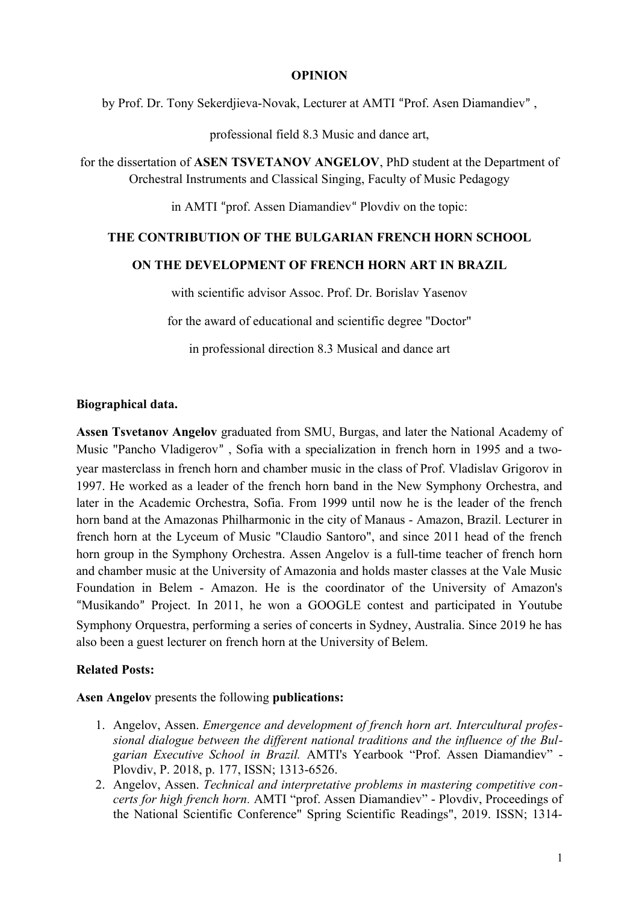**OPINION**

by Prof. Dr. Tony Sekerdjieva-Novak, Lecturer at AMTI "Prof. Asen Diamandiev" ,

professional field 8.3 Music and dance art,

for the dissertation of **ASEN TSVETANOV ANGELOV**, PhD student at the Department of Orchestral Instruments and Classical Singing, Faculty of Music Pedagogy

in AMTI "prof. Assen Diamandiev" Plovdiv on the topic:

**THE CONTRIBUTION OF THE BULGARIAN FRENCH HORN SCHOOL**

**ON THE DEVELOPMENT OF FRENCH HORN ART IN BRAZIL**

with scientific advisor Assoc. Prof. Dr. Borislav Yasenov

for the award of educational and scientific degree "Doctor"

in professional direction 8.3 Musical and dance art

**Biographical data.**

**Assen Tsvetanov Angelov** graduated from SMU, Burgas, and later the National Academy of Music "Pancho Vladigerov" , Sofia with a specialization in french horn in 1995 and a two-year masterclass in french horn and chamber music in the class of Prof. Vladislav Grigorov in 1997. He worked as a leader of the french horn band in the New Symphony Orchestra, and later in the Academic Orchestra, Sofia. From 1999 until now he is the leader of the french horn band at the Amazonas Philharmonic in the city of Manaus - Amazon, Brazil. Lecturer in french horn at the Lyceum of Music "Claudio Santoro", and since 2011 head of the french horn group in the Symphony Orchestra. Assen Angelov is a full-time teacher of french horn and chamber music at the University of Amazonia and holds master classes at the Vale Music Foundation in Belem - Amazon. He is the coordinator of the University of Amazon's "Musikando" Project. In 2011, he won a GOOGLE contest and participated in Youtube Symphony Orquestra, performing a series of concerts in Sydney, Australia. Since 2019 he has also been a guest lecturer on french horn at the University of Belem.

**Related Posts:**

**Asen Angelov** presents the following **publications:**

1. Angelov, Assen. *Emergence and development of french horn art. Intercultural professional dialogue between the different national traditions and the influence of the Bulgarian Executive School in Brazil.* AMTI's Yearbook "Prof. Assen Diamandiev" - Plovdiv, P. 2018, p. 177, ISSN; 1313-6526.
2. Angelov, Assen. *Technical and interpretative problems in mastering competitive concerts for high french horn.* AMTI "prof. Assen Diamandiev" - Plovdiv, Proceedings of the National Scientific Conference" Spring Scientific Readings", 2019. ISSN; 1314-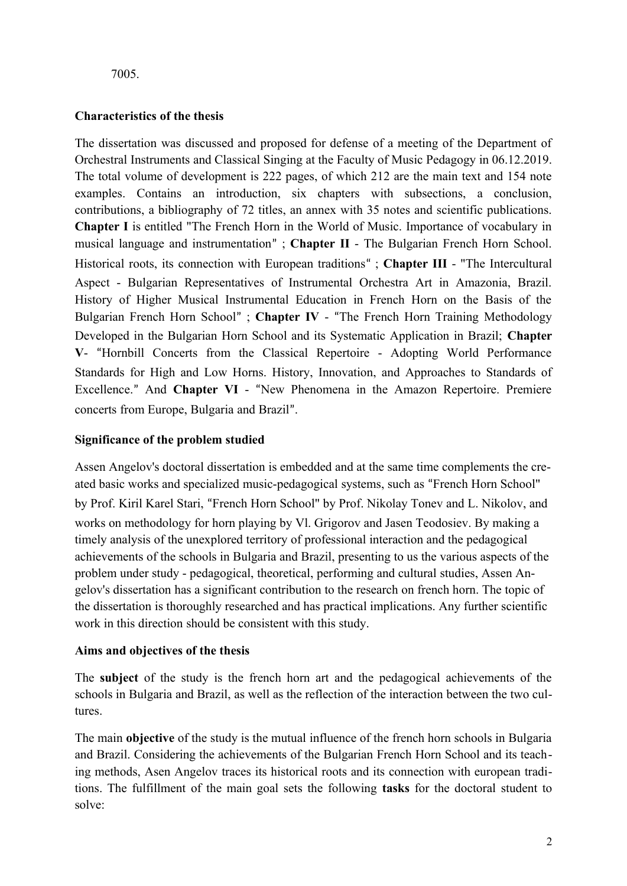7005.

**Characteristics of the thesis**

The dissertation was discussed and proposed for defense of a meeting of the Department of Orchestral Instruments and Classical Singing at the Faculty of Music Pedagogy in 06.12.2019. The total volume of development is 222 pages, of which 212 are the main text and 154 note examples. Contains an introduction, six chapters with subsections, a conclusion, contributions, a bibliography of 72 titles, an annex with 35 notes and scientific publications. **Chapter I** is entitled "The French Horn in the World of Music. Importance of vocabulary in musical language and instrumentation" ; **Chapter II** - The Bulgarian French Horn School. Historical roots, its connection with European traditions" ; **Chapter III** - "The Intercultural Aspect - Bulgarian Representatives of Instrumental Orchestra Art in Amazonia, Brazil. History of Higher Musical Instrumental Education in French Horn on the Basis of the Bulgarian French Horn School" ; **Chapter IV** - "The French Horn Training Methodology Developed in the Bulgarian Horn School and its Systematic Application in Brazil; **Chapter V**- "Hornbill Concerts from the Classical Repertoire - Adopting World Performance Standards for High and Low Horns. History, Innovation, and Approaches to Standards of Excellence." And **Chapter VI** - "New Phenomena in the Amazon Repertoire. Premiere concerts from Europe, Bulgaria and Brazil".

**Significance of the problem studied**

Assen Angelov's doctoral dissertation is embedded and at the same time complements the created basic works and specialized music-pedagogical systems, such as "French Horn School" by Prof. Kiril Karel Stari, "French Horn School" by Prof. Nikolay Tonev and L. Nikolov, and works on methodology for horn playing by Vl. Grigorov and Jasen Teodosiev. By making a timely analysis of the unexplored territory of professional interaction and the pedagogical achievements of the schools in Bulgaria and Brazil, presenting to us the various aspects of the problem under study - pedagogical, theoretical, performing and cultural studies, Assen Angelov's dissertation has a significant contribution to the research on french horn. The topic of the dissertation is thoroughly researched and has practical implications. Any further scientific work in this direction should be consistent with this study.

**Aims and objectives of the thesis**

The **subject** of the study is the french horn art and the pedagogical achievements of the schools in Bulgaria and Brazil, as well as the reflection of the interaction between the two cultures.

The main **objective** of the study is the mutual influence of the french horn schools in Bulgaria and Brazil. Considering the achievements of the Bulgarian French Horn School and its teaching methods, Asen Angelov traces its historical roots and its connection with european traditions. The fulfillment of the main goal sets the following **tasks** for the doctoral student to solve: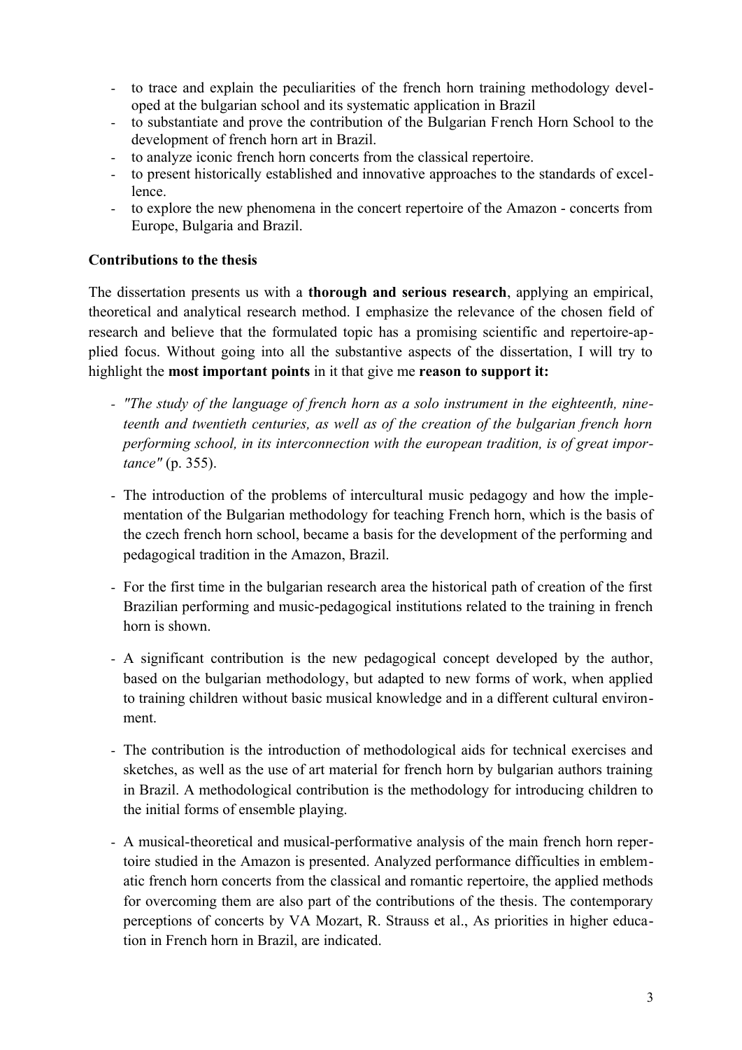- to trace and explain the peculiarities of the french horn training methodology developed at the bulgarian school and its systematic application in Brazil
- to substantiate and prove the contribution of the Bulgarian French Horn School to the development of french horn art in Brazil.
- to analyze iconic french horn concerts from the classical repertoire.
- to present historically established and innovative approaches to the standards of excellence.
- to explore the new phenomena in the concert repertoire of the Amazon - concerts from Europe, Bulgaria and Brazil.

**Contributions to the thesis**

The dissertation presents us with a **thorough and serious research**, applying an empirical, theoretical and analytical research method. I emphasize the relevance of the chosen field of research and believe that the formulated topic has a promising scientific and repertoire-applied focus. Without going into all the substantive aspects of the dissertation, I will try to highlight the **most important points** in it that give me **reason to support it:**

- *"The study of the language of french horn as a solo instrument in the eighteenth, nineteenth and twentieth centuries, as well as of the creation of the bulgarian french horn performing school, in its interconnection with the european tradition, is of great importance"* (p. 355).

- The introduction of the problems of intercultural music pedagogy and how the implementation of the Bulgarian methodology for teaching French horn, which is the basis of the czech french horn school, became a basis for the development of the performing and pedagogical tradition in the Amazon, Brazil.

- For the first time in the bulgarian research area the historical path of creation of the first Brazilian performing and music-pedagogical institutions related to the training in french horn is shown.

- A significant contribution is the new pedagogical concept developed by the author, based on the bulgarian methodology, but adapted to new forms of work, when applied to training children without basic musical knowledge and in a different cultural environment.

- The contribution is the introduction of methodological aids for technical exercises and sketches, as well as the use of art material for french horn by bulgarian authors training in Brazil. A methodological contribution is the methodology for introducing children to the initial forms of ensemble playing.

- A musical-theoretical and musical-performative analysis of the main french horn repertoire studied in the Amazon is presented. Analyzed performance difficulties in emblematic french horn concerts from the classical and romantic repertoire, the applied methods for overcoming them are also part of the contributions of the thesis. The contemporary perceptions of concerts by VA Mozart, R. Strauss et al., As priorities in higher education in French horn in Brazil, are indicated.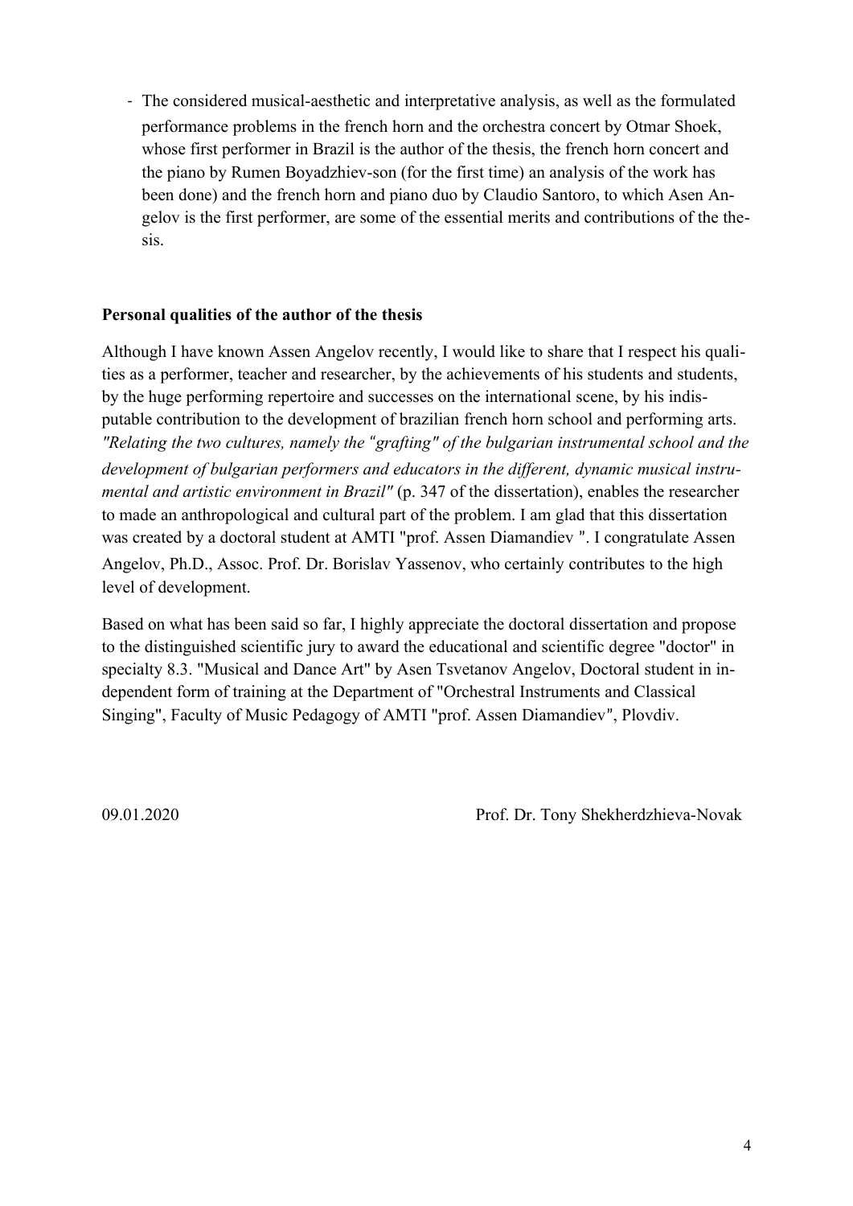- The considered musical-aesthetic and interpretative analysis, as well as the formulated performance problems in the french horn and the orchestra concert by Otmar Shoek, whose first performer in Brazil is the author of the thesis, the french horn concert and the piano by Rumen Boyadzhiev-son (for the first time) an analysis of the work has been done) and the french horn and piano duo by Claudio Santoro, to which Asen Angelov is the first performer, are some of the essential merits and contributions of the thesis.

**Personal qualities of the author of the thesis**

Although I have known Assen Angelov recently, I would like to share that I respect his qualities as a performer, teacher and researcher, by the achievements of his students and students, by the huge performing repertoire and successes on the international scene, by his indisputable contribution to the development of brazilian french horn school and performing arts. *"Relating the two cultures, namely the "grafting" of the bulgarian instrumental school and the development of bulgarian performers and educators in the different, dynamic musical instrumental and artistic environment in Brazil"* (p. 347 of the dissertation), enables the researcher to made an anthropological and cultural part of the problem. I am glad that this dissertation was created by a doctoral student at AMTI "prof. Assen Diamandiev ". I congratulate Assen Angelov, Ph.D., Assoc. Prof. Dr. Borislav Yassenov, who certainly contributes to the high level of development.

Based on what has been said so far, I highly appreciate the doctoral dissertation and propose to the distinguished scientific jury to award the educational and scientific degree "doctor" in specialty 8.3. "Musical and Dance Art" by Asen Tsvetanov Angelov, Doctoral student in independent form of training at the Department of "Orchestral Instruments and Classical Singing", Faculty of Music Pedagogy of AMTI "prof. Assen Diamandiev", Plovdiv.

09.01.2020

Prof. Dr. Tony Shekherdzhieva-Novak